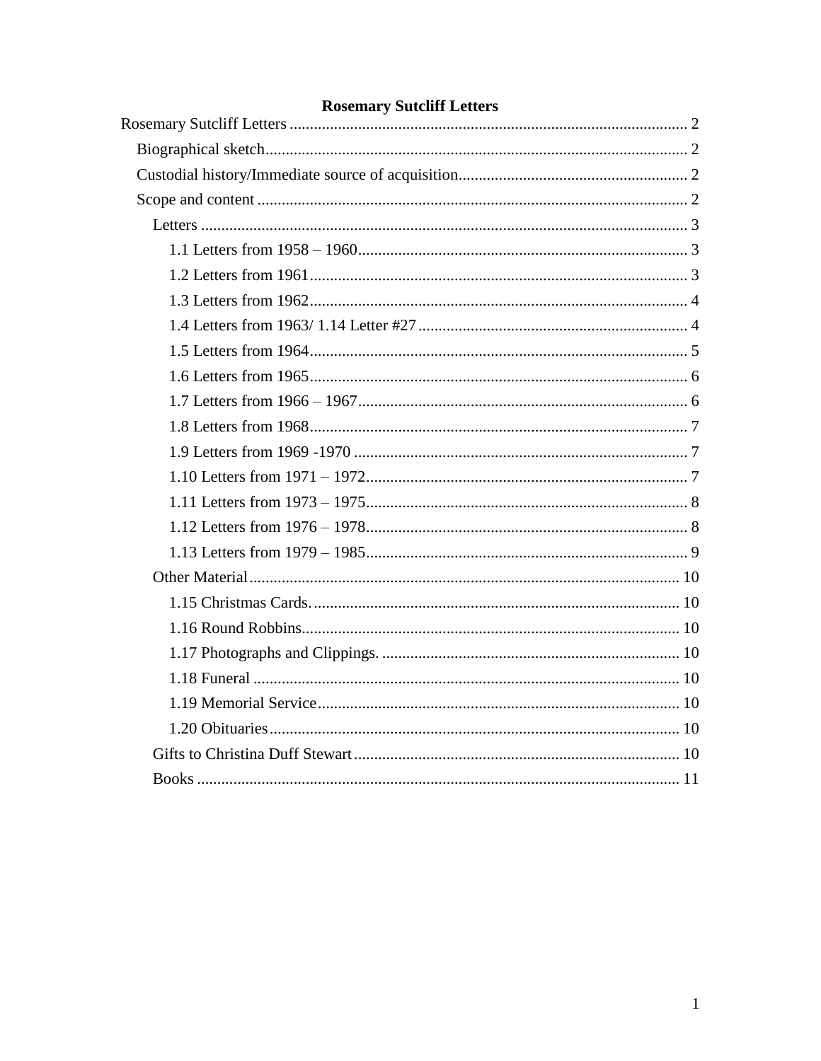**Rosemary Sutcliff Letters**

Rosemary Sutcliff Letters .......... 2
- Biographical sketch .......... 2
- Custodial history/Immediate source of acquisition .......... 2
- Scope and content .......... 2
  - Letters .......... 3
    - 1.1 Letters from 1958 – 1960 .......... 3
    - 1.2 Letters from 1961 .......... 3
    - 1.3 Letters from 1962 .......... 4
    - 1.4 Letters from 1963/ 1.14 Letter #27 .......... 4
    - 1.5 Letters from 1964 .......... 5
    - 1.6 Letters from 1965 .......... 6
    - 1.7 Letters from 1966 – 1967 .......... 6
    - 1.8 Letters from 1968 .......... 7
    - 1.9 Letters from 1969 -1970 .......... 7
    - 1.10 Letters from 1971 – 1972 .......... 7
    - 1.11 Letters from 1973 – 1975 .......... 8
    - 1.12 Letters from 1976 – 1978 .......... 8
    - 1.13 Letters from 1979 – 1985 .......... 9
  - Other Material .......... 10
    - 1.15 Christmas Cards. .......... 10
    - 1.16 Round Robbins .......... 10
    - 1.17 Photographs and Clippings. .......... 10
    - 1.18 Funeral .......... 10
    - 1.19 Memorial Service .......... 10
    - 1.20 Obituaries .......... 10
  - Gifts to Christina Duff Stewart .......... 10
  - Books .......... 11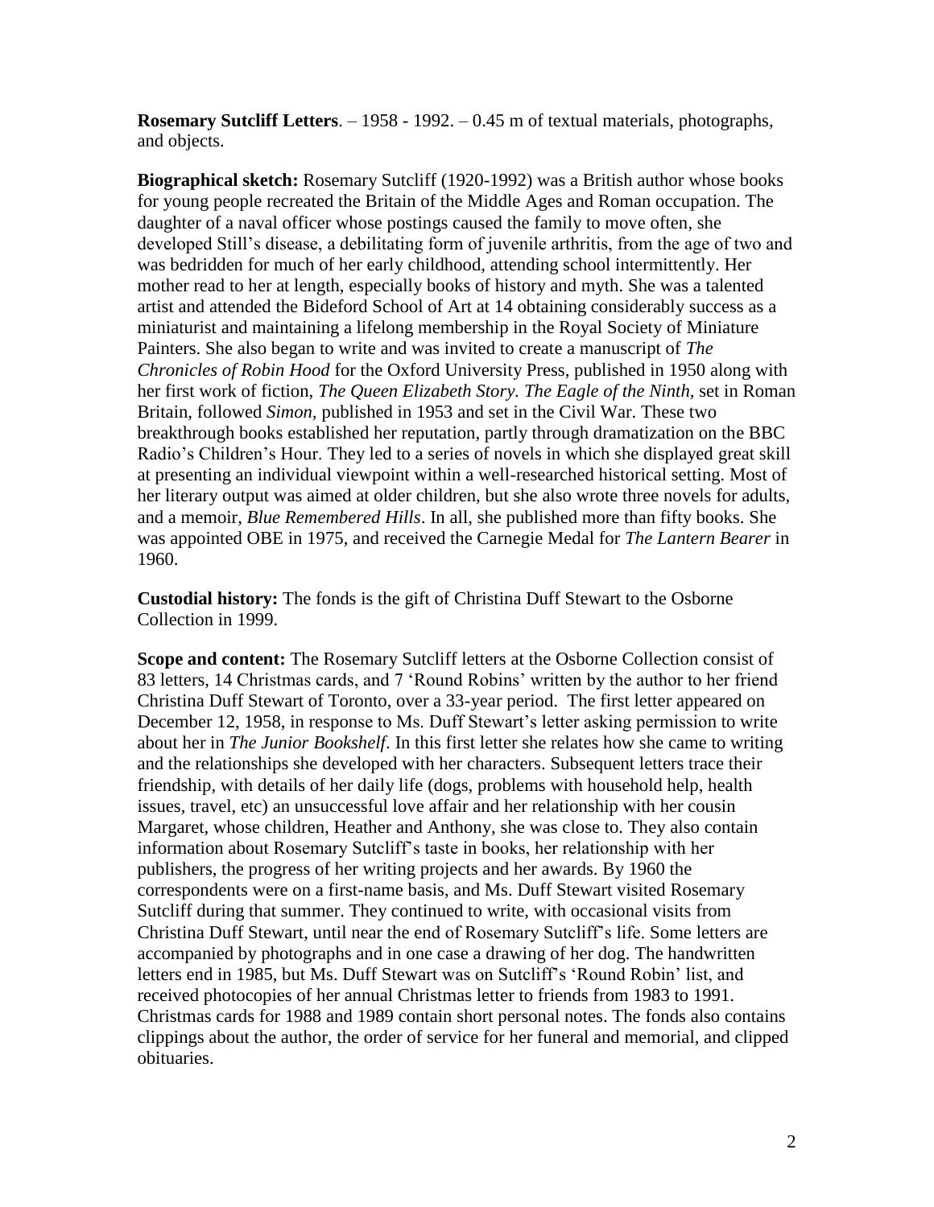**Rosemary Sutcliff Letters**. – 1958 - 1992. – 0.45 m of textual materials, photographs, and objects.

**Biographical sketch:** Rosemary Sutcliff (1920-1992) was a British author whose books for young people recreated the Britain of the Middle Ages and Roman occupation. The daughter of a naval officer whose postings caused the family to move often, she developed Still's disease, a debilitating form of juvenile arthritis, from the age of two and was bedridden for much of her early childhood, attending school intermittently. Her mother read to her at length, especially books of history and myth. She was a talented artist and attended the Bideford School of Art at 14 obtaining considerably success as a miniaturist and maintaining a lifelong membership in the Royal Society of Miniature Painters. She also began to write and was invited to create a manuscript of *The Chronicles of Robin Hood* for the Oxford University Press, published in 1950 along with her first work of fiction, *The Queen Elizabeth Story. The Eagle of the Ninth,* set in Roman Britain, followed *Simon*, published in 1953 and set in the Civil War. These two breakthrough books established her reputation, partly through dramatization on the BBC Radio's Children's Hour. They led to a series of novels in which she displayed great skill at presenting an individual viewpoint within a well-researched historical setting. Most of her literary output was aimed at older children, but she also wrote three novels for adults, and a memoir, *Blue Remembered Hills*. In all, she published more than fifty books. She was appointed OBE in 1975, and received the Carnegie Medal for *The Lantern Bearer* in 1960.

**Custodial history:** The fonds is the gift of Christina Duff Stewart to the Osborne Collection in 1999.

**Scope and content:** The Rosemary Sutcliff letters at the Osborne Collection consist of 83 letters, 14 Christmas cards, and 7 'Round Robins' written by the author to her friend Christina Duff Stewart of Toronto, over a 33-year period. The first letter appeared on December 12, 1958, in response to Ms. Duff Stewart's letter asking permission to write about her in *The Junior Bookshelf*. In this first letter she relates how she came to writing and the relationships she developed with her characters. Subsequent letters trace their friendship, with details of her daily life (dogs, problems with household help, health issues, travel, etc) an unsuccessful love affair and her relationship with her cousin Margaret, whose children, Heather and Anthony, she was close to. They also contain information about Rosemary Sutcliff's taste in books, her relationship with her publishers, the progress of her writing projects and her awards. By 1960 the correspondents were on a first-name basis, and Ms. Duff Stewart visited Rosemary Sutcliff during that summer. They continued to write, with occasional visits from Christina Duff Stewart, until near the end of Rosemary Sutcliff's life. Some letters are accompanied by photographs and in one case a drawing of her dog. The handwritten letters end in 1985, but Ms. Duff Stewart was on Sutcliff's 'Round Robin' list, and received photocopies of her annual Christmas letter to friends from 1983 to 1991. Christmas cards for 1988 and 1989 contain short personal notes. The fonds also contains clippings about the author, the order of service for her funeral and memorial, and clipped obituaries.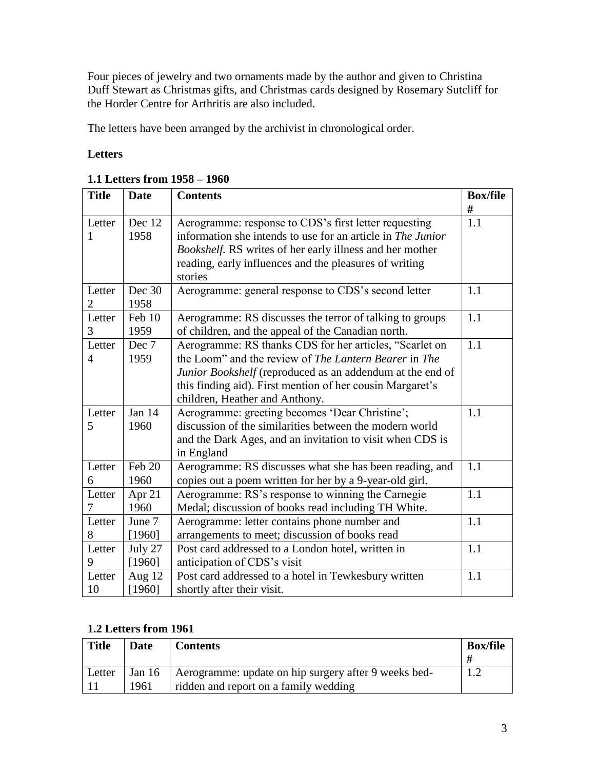Four pieces of jewelry and two ornaments made by the author and given to Christina Duff Stewart as Christmas gifts, and Christmas cards designed by Rosemary Sutcliff for the Horder Centre for Arthritis are also included.

The letters have been arranged by the archivist in chronological order.

**Letters**

**1.1 Letters from 1958 – 1960**

| Title | Date | Contents | Box/file # |
|---|---|---|---|
| Letter 1 | Dec 12 1958 | Aerogramme: response to CDS's first letter requesting information she intends to use for an article in *The Junior Bookshelf.* RS writes of her early illness and her mother reading, early influences and the pleasures of writing stories | 1.1 |
| Letter 2 | Dec 30 1958 | Aerogramme: general response to CDS's second letter | 1.1 |
| Letter 3 | Feb 10 1959 | Aerogramme: RS discusses the terror of talking to groups of children, and the appeal of the Canadian north. | 1.1 |
| Letter 4 | Dec 7 1959 | Aerogramme: RS thanks CDS for her articles, "Scarlet on the Loom" and the review of *The Lantern Bearer* in *The Junior Bookshelf* (reproduced as an addendum at the end of this finding aid). First mention of her cousin Margaret's children, Heather and Anthony. | 1.1 |
| Letter 5 | Jan 14 1960 | Aerogramme: greeting becomes 'Dear Christine'; discussion of the similarities between the modern world and the Dark Ages, and an invitation to visit when CDS is in England | 1.1 |
| Letter 6 | Feb 20 1960 | Aerogramme: RS discusses what she has been reading, and copies out a poem written for her by a 9-year-old girl. | 1.1 |
| Letter 7 | Apr 21 1960 | Aerogramme: RS's response to winning the Carnegie Medal; discussion of books read including TH White. | 1.1 |
| Letter 8 | June 7 [1960] | Aerogramme: letter contains phone number and arrangements to meet; discussion of books read | 1.1 |
| Letter 9 | July 27 [1960] | Post card addressed to a London hotel, written in anticipation of CDS's visit | 1.1 |
| Letter 10 | Aug 12 [1960] | Post card addressed to a hotel in Tewkesbury written shortly after their visit. | 1.1 |

**1.2 Letters from 1961**

| Title | Date | Contents | Box/file # |
|---|---|---|---|
| Letter 11 | Jan 16 1961 | Aerogramme: update on hip surgery after 9 weeks bed-ridden and report on a family wedding | 1.2 |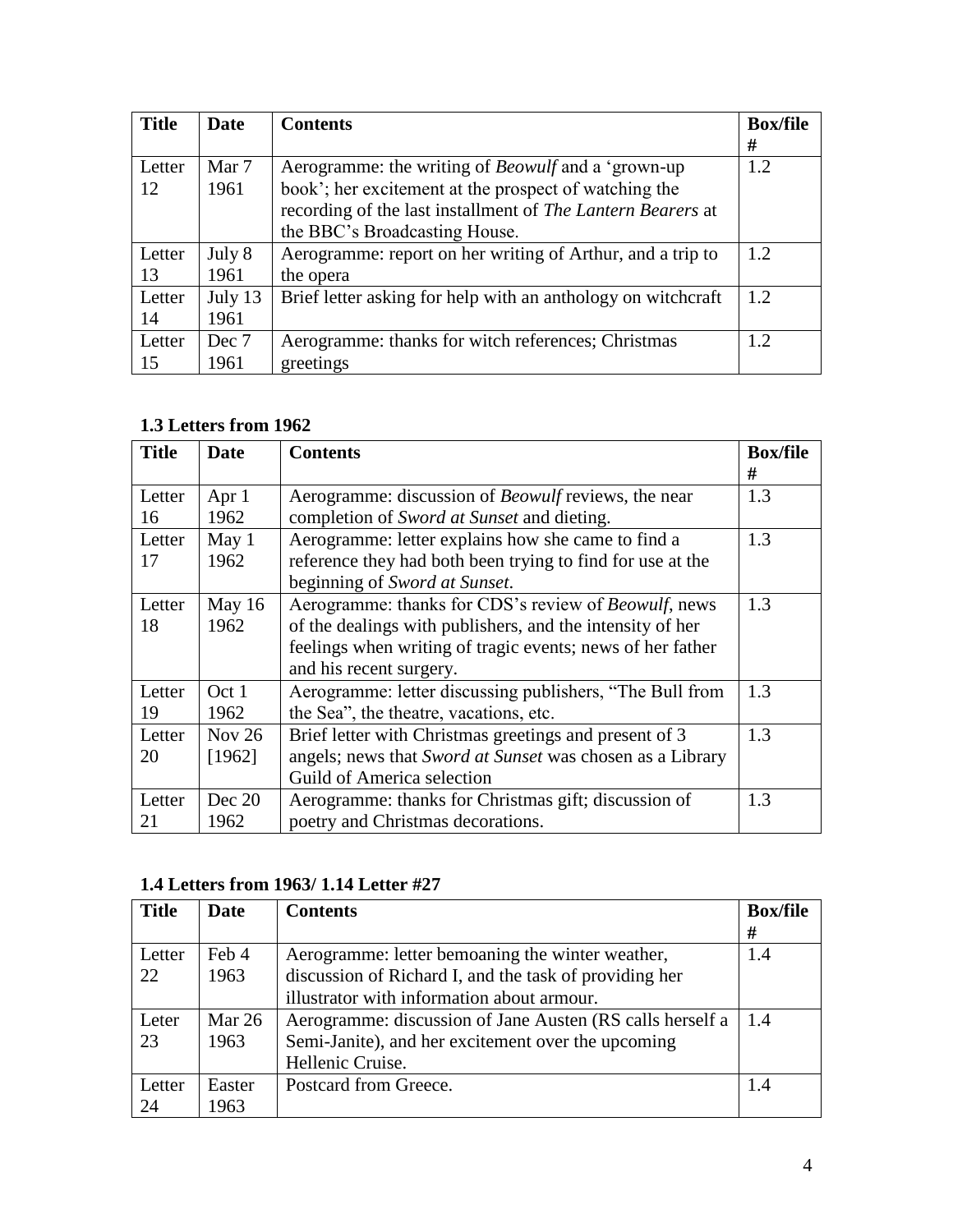| Title | Date | Contents | Box/file # |
|---|---|---|---|
| Letter 12 | Mar 7 1961 | Aerogramme: the writing of *Beowulf* and a 'grown-up book'; her excitement at the prospect of watching the recording of the last installment of *The Lantern Bearers* at the BBC's Broadcasting House. | 1.2 |
| Letter 13 | July 8 1961 | Aerogramme: report on her writing of Arthur, and a trip to the opera | 1.2 |
| Letter 14 | July 13 1961 | Brief letter asking for help with an anthology on witchcraft | 1.2 |
| Letter 15 | Dec 7 1961 | Aerogramme: thanks for witch references; Christmas greetings | 1.2 |

### 1.3 Letters from 1962

| Title | Date | Contents | Box/file # |
|---|---|---|---|
| Letter 16 | Apr 1 1962 | Aerogramme: discussion of *Beowulf* reviews, the near completion of *Sword at Sunset* and dieting. | 1.3 |
| Letter 17 | May 1 1962 | Aerogramme: letter explains how she came to find a reference they had both been trying to find for use at the beginning of *Sword at Sunset*. | 1.3 |
| Letter 18 | May 16 1962 | Aerogramme: thanks for CDS's review of *Beowulf*, news of the dealings with publishers, and the intensity of her feelings when writing of tragic events; news of her father and his recent surgery. | 1.3 |
| Letter 19 | Oct 1 1962 | Aerogramme: letter discussing publishers, "The Bull from the Sea", the theatre, vacations, etc. | 1.3 |
| Letter 20 | Nov 26 [1962] | Brief letter with Christmas greetings and present of 3 angels; news that *Sword at Sunset* was chosen as a Library Guild of America selection | 1.3 |
| Letter 21 | Dec 20 1962 | Aerogramme: thanks for Christmas gift; discussion of poetry and Christmas decorations. | 1.3 |

### 1.4 Letters from 1963/ 1.14 Letter #27

| Title | Date | Contents | Box/file # |
|---|---|---|---|
| Letter 22 | Feb 4 1963 | Aerogramme: letter bemoaning the winter weather, discussion of Richard I, and the task of providing her illustrator with information about armour. | 1.4 |
| Leter 23 | Mar 26 1963 | Aerogramme: discussion of Jane Austen (RS calls herself a Semi-Janite), and her excitement over the upcoming Hellenic Cruise. | 1.4 |
| Letter 24 | Easter 1963 | Postcard from Greece. | 1.4 |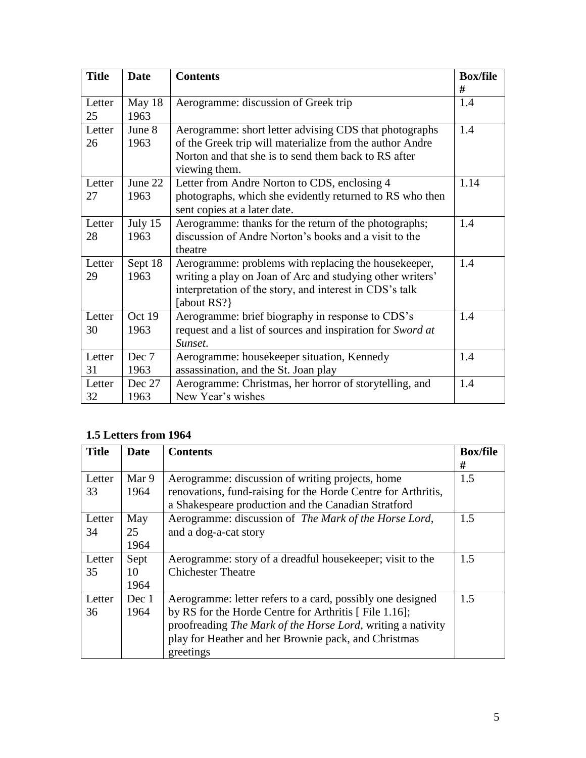| Title | Date | Contents | Box/file # |
| --- | --- | --- | --- |
| Letter 25 | May 18 1963 | Aerogramme: discussion of Greek trip | 1.4 |
| Letter 26 | June 8 1963 | Aerogramme: short letter advising CDS that photographs of the Greek trip will materialize from the author Andre Norton and that she is to send them back to RS after viewing them. | 1.4 |
| Letter 27 | June 22 1963 | Letter from Andre Norton to CDS, enclosing 4 photographs, which she evidently returned to RS who then sent copies at a later date. | 1.14 |
| Letter 28 | July 15 1963 | Aerogramme: thanks for the return of the photographs; discussion of Andre Norton's books and a visit to the theatre | 1.4 |
| Letter 29 | Sept 18 1963 | Aerogramme: problems with replacing the housekeeper, writing a play on Joan of Arc and studying other writers' interpretation of the story, and interest in CDS's talk [about RS?} | 1.4 |
| Letter 30 | Oct 19 1963 | Aerogramme: brief biography in response to CDS's request and a list of sources and inspiration for *Sword at Sunset*. | 1.4 |
| Letter 31 | Dec 7 1963 | Aerogramme: housekeeper situation, Kennedy assassination, and the St. Joan play | 1.4 |
| Letter 32 | Dec 27 1963 | Aerogramme: Christmas, her horror of storytelling, and New Year's wishes | 1.4 |

### 1.5 Letters from 1964

| Title | Date | Contents | Box/file # |
| --- | --- | --- | --- |
| Letter 33 | Mar 9 1964 | Aerogramme: discussion of writing projects, home renovations, fund-raising for the Horde Centre for Arthritis, a Shakespeare production and the Canadian Stratford | 1.5 |
| Letter 34 | May 25 1964 | Aerogramme: discussion of *The Mark of the Horse Lord*, and a dog-a-cat story | 1.5 |
| Letter 35 | Sept 10 1964 | Aerogramme: story of a dreadful housekeeper; visit to the Chichester Theatre | 1.5 |
| Letter 36 | Dec 1 1964 | Aerogramme: letter refers to a card, possibly one designed by RS for the Horde Centre for Arthritis [ File 1.16]; proofreading *The Mark of the Horse Lord*, writing a nativity play for Heather and her Brownie pack, and Christmas greetings | 1.5 |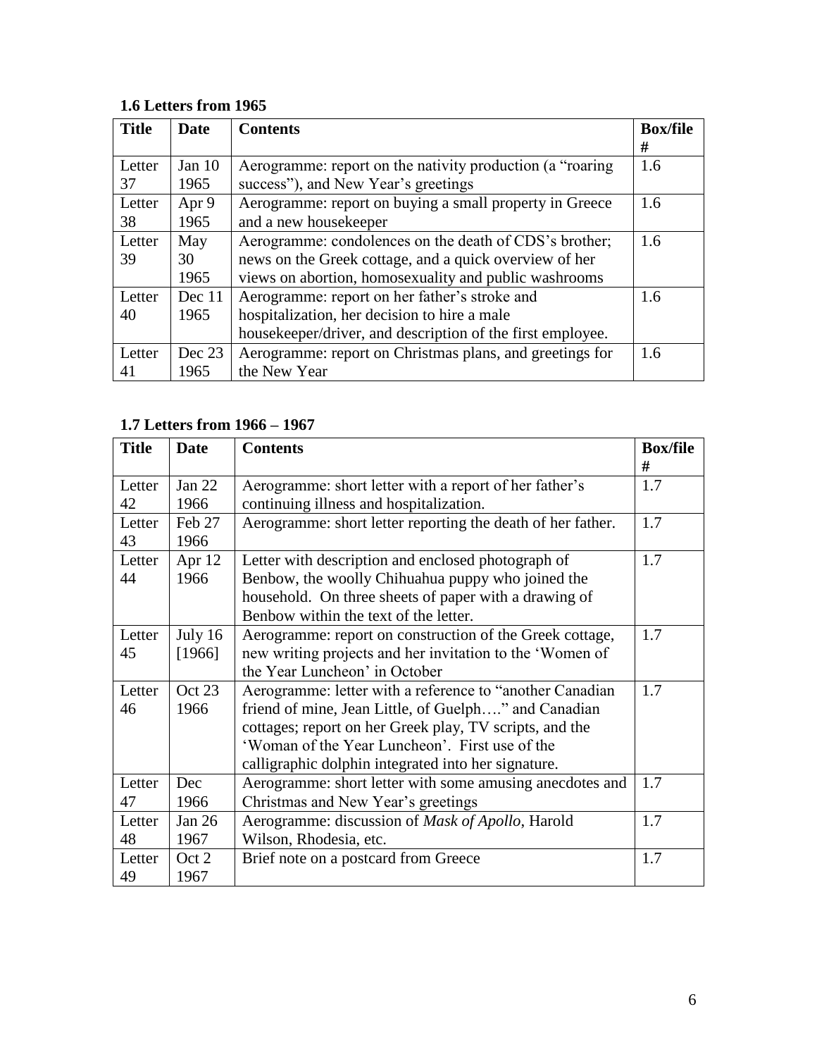**1.6 Letters from 1965**

| Title | Date | Contents | Box/file # |
|---|---|---|---|
| Letter 37 | Jan 10 1965 | Aerogramme: report on the nativity production (a "roaring success"), and New Year's greetings | 1.6 |
| Letter 38 | Apr 9 1965 | Aerogramme: report on buying a small property in Greece and a new housekeeper | 1.6 |
| Letter 39 | May 30 1965 | Aerogramme: condolences on the death of CDS's brother; news on the Greek cottage, and a quick overview of her views on abortion, homosexuality and public washrooms | 1.6 |
| Letter 40 | Dec 11 1965 | Aerogramme: report on her father's stroke and hospitalization, her decision to hire a male housekeeper/driver, and description of the first employee. | 1.6 |
| Letter 41 | Dec 23 1965 | Aerogramme: report on Christmas plans, and greetings for the New Year | 1.6 |

**1.7 Letters from 1966 – 1967**

| Title | Date | Contents | Box/file # |
|---|---|---|---|
| Letter 42 | Jan 22 1966 | Aerogramme: short letter with a report of her father's continuing illness and hospitalization. | 1.7 |
| Letter 43 | Feb 27 1966 | Aerogramme: short letter reporting the death of her father. | 1.7 |
| Letter 44 | Apr 12 1966 | Letter with description and enclosed photograph of Benbow, the woolly Chihuahua puppy who joined the household. On three sheets of paper with a drawing of Benbow within the text of the letter. | 1.7 |
| Letter 45 | July 16 [1966] | Aerogramme: report on construction of the Greek cottage, new writing projects and her invitation to the 'Women of the Year Luncheon' in October | 1.7 |
| Letter 46 | Oct 23 1966 | Aerogramme: letter with a reference to "another Canadian friend of mine, Jean Little, of Guelph…." and Canadian cottages; report on her Greek play, TV scripts, and the 'Woman of the Year Luncheon'. First use of the calligraphic dolphin integrated into her signature. | 1.7 |
| Letter 47 | Dec 1966 | Aerogramme: short letter with some amusing anecdotes and Christmas and New Year's greetings | 1.7 |
| Letter 48 | Jan 26 1967 | Aerogramme: discussion of *Mask of Apollo*, Harold Wilson, Rhodesia, etc. | 1.7 |
| Letter 49 | Oct 2 1967 | Brief note on a postcard from Greece | 1.7 |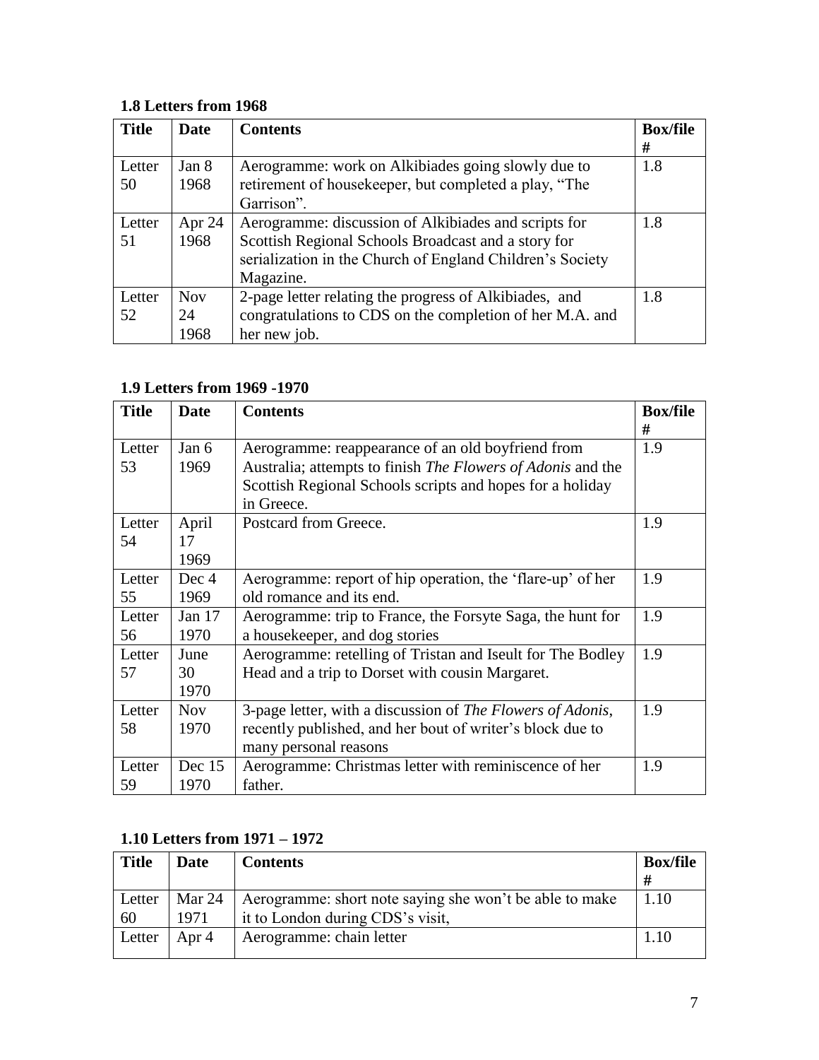### 1.8 Letters from 1968

| Title | Date | Contents | Box/file # |
|---|---|---|---|
| Letter 50 | Jan 8 1968 | Aerogramme: work on Alkibiades going slowly due to retirement of housekeeper, but completed a play, "The Garrison". | 1.8 |
| Letter 51 | Apr 24 1968 | Aerogramme: discussion of Alkibiades and scripts for Scottish Regional Schools Broadcast and a story for serialization in the Church of England Children's Society Magazine. | 1.8 |
| Letter 52 | Nov 24 1968 | 2-page letter relating the progress of Alkibiades, and congratulations to CDS on the completion of her M.A. and her new job. | 1.8 |

### 1.9 Letters from 1969 -1970

| Title | Date | Contents | Box/file # |
|---|---|---|---|
| Letter 53 | Jan 6 1969 | Aerogramme: reappearance of an old boyfriend from Australia; attempts to finish *The Flowers of Adonis* and the Scottish Regional Schools scripts and hopes for a holiday in Greece. | 1.9 |
| Letter 54 | April 17 1969 | Postcard from Greece. | 1.9 |
| Letter 55 | Dec 4 1969 | Aerogramme: report of hip operation, the 'flare-up' of her old romance and its end. | 1.9 |
| Letter 56 | Jan 17 1970 | Aerogramme: trip to France, the Forsyte Saga, the hunt for a housekeeper, and dog stories | 1.9 |
| Letter 57 | June 30 1970 | Aerogramme: retelling of Tristan and Iseult for The Bodley Head and a trip to Dorset with cousin Margaret. | 1.9 |
| Letter 58 | Nov 1970 | 3-page letter, with a discussion of *The Flowers of Adonis*, recently published, and her bout of writer's block due to many personal reasons | 1.9 |
| Letter 59 | Dec 15 1970 | Aerogramme: Christmas letter with reminiscence of her father. | 1.9 |

### 1.10 Letters from 1971 – 1972

| Title | Date | Contents | Box/file # |
|---|---|---|---|
| Letter 60 | Mar 24 1971 | Aerogramme: short note saying she won't be able to make it to London during CDS's visit, | 1.10 |
| Letter | Apr 4 | Aerogramme: chain letter | 1.10 |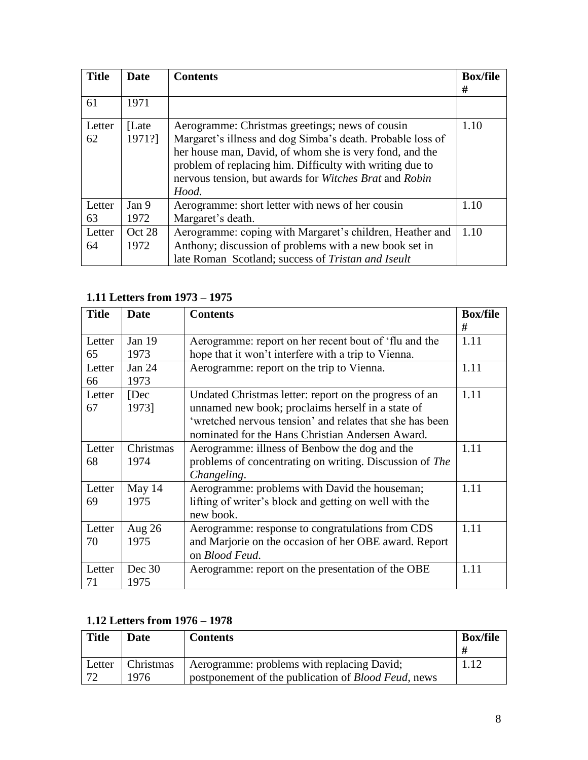| Title | Date | Contents | Box/file # |
| --- | --- | --- | --- |
| 61 | 1971 | | |
| Letter 62 | [Late 1971?] | Aerogramme: Christmas greetings; news of cousin Margaret's illness and dog Simba's death. Probable loss of her house man, David, of whom she is very fond, and the problem of replacing him. Difficulty with writing due to nervous tension, but awards for *Witches Brat* and *Robin Hood.* | 1.10 |
| Letter 63 | Jan 9 1972 | Aerogramme: short letter with news of her cousin Margaret's death. | 1.10 |
| Letter 64 | Oct 28 1972 | Aerogramme: coping with Margaret's children, Heather and Anthony; discussion of problems with a new book set in late Roman Scotland; success of *Tristan and Iseult* | 1.10 |

### 1.11 Letters from 1973 – 1975

| Title | Date | Contents | Box/file # |
| --- | --- | --- | --- |
| Letter 65 | Jan 19 1973 | Aerogramme: report on her recent bout of 'flu and the hope that it won't interfere with a trip to Vienna. | 1.11 |
| Letter 66 | Jan 24 1973 | Aerogramme: report on the trip to Vienna. | 1.11 |
| Letter 67 | [Dec 1973] | Undated Christmas letter: report on the progress of an unnamed new book; proclaims herself in a state of 'wretched nervous tension' and relates that she has been nominated for the Hans Christian Andersen Award. | 1.11 |
| Letter 68 | Christmas 1974 | Aerogramme: illness of Benbow the dog and the problems of concentrating on writing. Discussion of *The Changeling*. | 1.11 |
| Letter 69 | May 14 1975 | Aerogramme: problems with David the houseman; lifting of writer's block and getting on well with the new book. | 1.11 |
| Letter 70 | Aug 26 1975 | Aerogramme: response to congratulations from CDS and Marjorie on the occasion of her OBE award. Report on *Blood Feud*. | 1.11 |
| Letter 71 | Dec 30 1975 | Aerogramme: report on the presentation of the OBE | 1.11 |

### 1.12 Letters from 1976 – 1978

| Title | Date | Contents | Box/file # |
| --- | --- | --- | --- |
| Letter 72 | Christmas 1976 | Aerogramme: problems with replacing David; postponement of the publication of *Blood Feud*, news | 1.12 |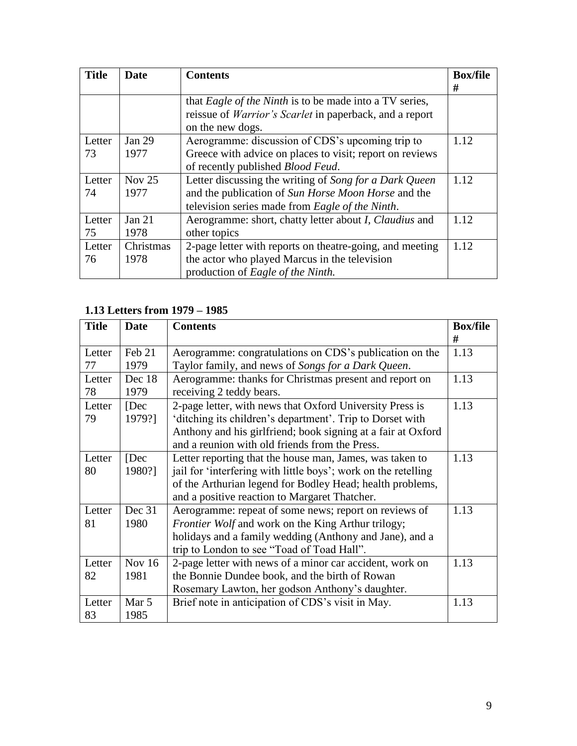| Title | Date | Contents | Box/file # |
|---|---|---|---|
| | | that *Eagle of the Ninth* is to be made into a TV series, reissue of *Warrior's Scarlet* in paperback, and a report on the new dogs. | |
| Letter 73 | Jan 29 1977 | Aerogramme: discussion of CDS's upcoming trip to Greece with advice on places to visit; report on reviews of recently published *Blood Feud*. | 1.12 |
| Letter 74 | Nov 25 1977 | Letter discussing the writing of *Song for a Dark Queen* and the publication of *Sun Horse Moon Horse* and the television series made from *Eagle of the Ninth*. | 1.12 |
| Letter 75 | Jan 21 1978 | Aerogramme: short, chatty letter about *I, Claudius* and other topics | 1.12 |
| Letter 76 | Christmas 1978 | 2-page letter with reports on theatre-going, and meeting the actor who played Marcus in the television production of *Eagle of the Ninth.* | 1.12 |

**1.13 Letters from 1979 – 1985**

| Title | Date | Contents | Box/file # |
|---|---|---|---|
| Letter 77 | Feb 21 1979 | Aerogramme: congratulations on CDS's publication on the Taylor family, and news of *Songs for a Dark Queen*. | 1.13 |
| Letter 78 | Dec 18 1979 | Aerogramme: thanks for Christmas present and report on receiving 2 teddy bears. | 1.13 |
| Letter 79 | [Dec 1979?] | 2-page letter, with news that Oxford University Press is 'ditching its children's department'. Trip to Dorset with Anthony and his girlfriend; book signing at a fair at Oxford and a reunion with old friends from the Press. | 1.13 |
| Letter 80 | [Dec 1980?] | Letter reporting that the house man, James, was taken to jail for 'interfering with little boys'; work on the retelling of the Arthurian legend for Bodley Head; health problems, and a positive reaction to Margaret Thatcher. | 1.13 |
| Letter 81 | Dec 31 1980 | Aerogramme: repeat of some news; report on reviews of *Frontier Wolf* and work on the King Arthur trilogy; holidays and a family wedding (Anthony and Jane), and a trip to London to see "Toad of Toad Hall". | 1.13 |
| Letter 82 | Nov 16 1981 | 2-page letter with news of a minor car accident, work on the Bonnie Dundee book, and the birth of Rowan Rosemary Lawton, her godson Anthony's daughter. | 1.13 |
| Letter 83 | Mar 5 1985 | Brief note in anticipation of CDS's visit in May. | 1.13 |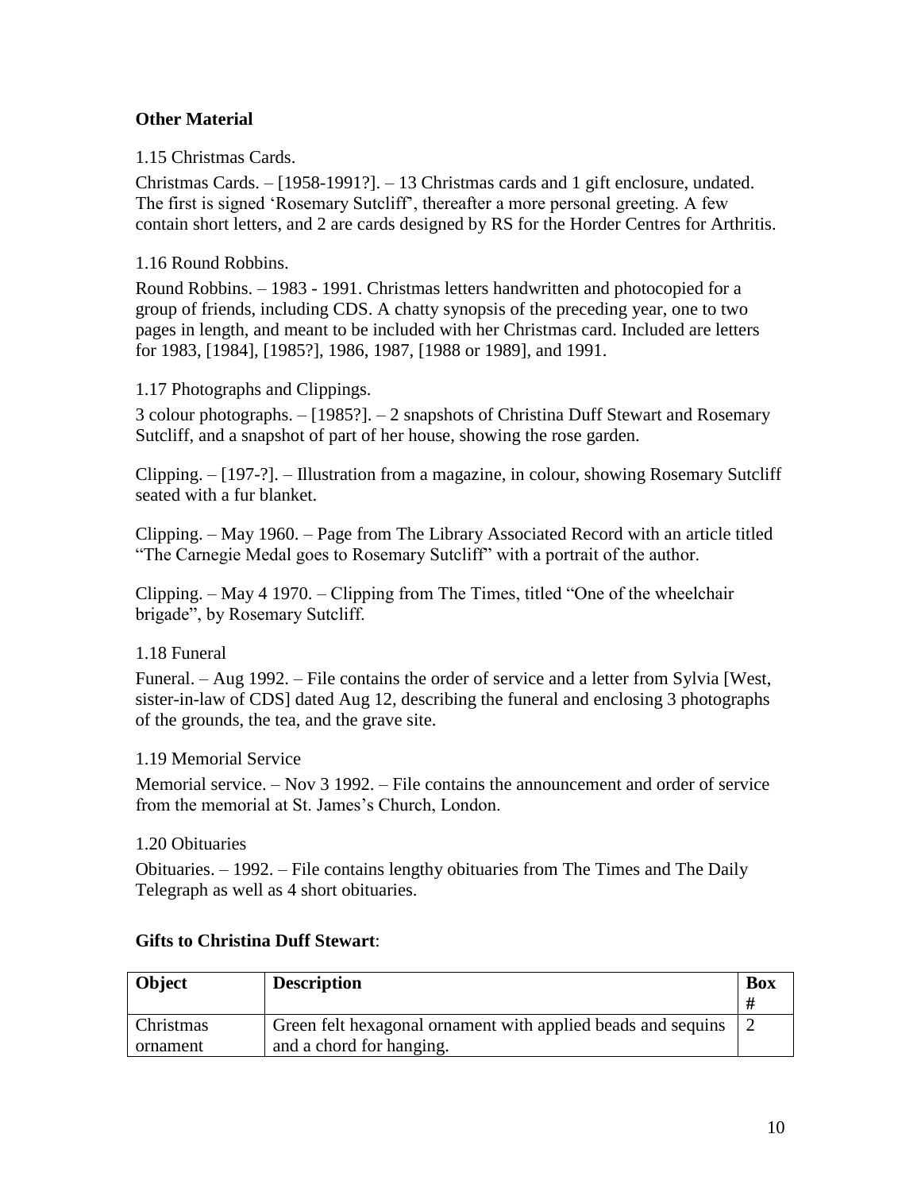**Other Material**

1.15 Christmas Cards.

Christmas Cards. – [1958-1991?]. – 13 Christmas cards and 1 gift enclosure, undated. The first is signed 'Rosemary Sutcliff', thereafter a more personal greeting. A few contain short letters, and 2 are cards designed by RS for the Horder Centres for Arthritis.

1.16 Round Robbins.

Round Robbins. – 1983 - 1991. Christmas letters handwritten and photocopied for a group of friends, including CDS. A chatty synopsis of the preceding year, one to two pages in length, and meant to be included with her Christmas card. Included are letters for 1983, [1984], [1985?], 1986, 1987, [1988 or 1989], and 1991.

1.17 Photographs and Clippings.

3 colour photographs. – [1985?]. – 2 snapshots of Christina Duff Stewart and Rosemary Sutcliff, and a snapshot of part of her house, showing the rose garden.

Clipping. – [197-?]. – Illustration from a magazine, in colour, showing Rosemary Sutcliff seated with a fur blanket.

Clipping. – May 1960. – Page from The Library Associated Record with an article titled "The Carnegie Medal goes to Rosemary Sutcliff" with a portrait of the author.

Clipping. – May 4 1970. – Clipping from The Times, titled "One of the wheelchair brigade", by Rosemary Sutcliff.

1.18 Funeral

Funeral. – Aug 1992. – File contains the order of service and a letter from Sylvia [West, sister-in-law of CDS] dated Aug 12, describing the funeral and enclosing 3 photographs of the grounds, the tea, and the grave site.

1.19 Memorial Service

Memorial service. – Nov 3 1992. – File contains the announcement and order of service from the memorial at St. James's Church, London.

1.20 Obituaries

Obituaries. – 1992. – File contains lengthy obituaries from The Times and The Daily Telegraph as well as 4 short obituaries.

**Gifts to Christina Duff Stewart**:

| **Object** | **Description** | **Box #** |
|---|---|---|
| Christmas ornament | Green felt hexagonal ornament with applied beads and sequins and a chord for hanging. | 2 |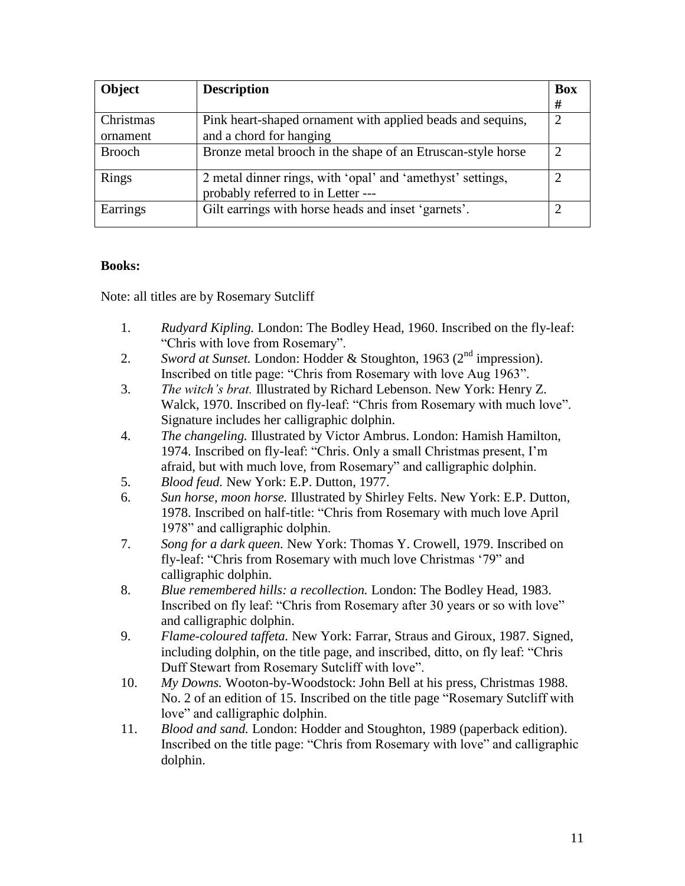| Object | Description | Box # |
| --- | --- | --- |
| Christmas ornament | Pink heart-shaped ornament with applied beads and sequins, and a chord for hanging | 2 |
| Brooch | Bronze metal brooch in the shape of an Etruscan-style horse | 2 |
| Rings | 2 metal dinner rings, with 'opal' and 'amethyst' settings, probably referred to in Letter --- | 2 |
| Earrings | Gilt earrings with horse heads and inset 'garnets'. | 2 |

**Books:**

Note: all titles are by Rosemary Sutcliff

1. *Rudyard Kipling.* London: The Bodley Head, 1960. Inscribed on the fly-leaf: "Chris with love from Rosemary".
2. *Sword at Sunset.* London: Hodder & Stoughton, 1963 (2nd impression). Inscribed on title page: "Chris from Rosemary with love Aug 1963".
3. *The witch's brat.* Illustrated by Richard Lebenson. New York: Henry Z. Walck, 1970. Inscribed on fly-leaf: "Chris from Rosemary with much love". Signature includes her calligraphic dolphin.
4. *The changeling.* Illustrated by Victor Ambrus. London: Hamish Hamilton, 1974. Inscribed on fly-leaf: "Chris. Only a small Christmas present, I'm afraid, but with much love, from Rosemary" and calligraphic dolphin.
5. *Blood feud.* New York: E.P. Dutton, 1977.
6. *Sun horse, moon horse.* Illustrated by Shirley Felts. New York: E.P. Dutton, 1978. Inscribed on half-title: "Chris from Rosemary with much love April 1978" and calligraphic dolphin.
7. *Song for a dark queen.* New York: Thomas Y. Crowell, 1979. Inscribed on fly-leaf: "Chris from Rosemary with much love Christmas '79" and calligraphic dolphin.
8. *Blue remembered hills: a recollection.* London: The Bodley Head, 1983. Inscribed on fly leaf: "Chris from Rosemary after 30 years or so with love" and calligraphic dolphin.
9. *Flame-coloured taffeta.* New York: Farrar, Straus and Giroux, 1987. Signed, including dolphin, on the title page, and inscribed, ditto, on fly leaf: "Chris Duff Stewart from Rosemary Sutcliff with love".
10. *My Downs.* Wooton-by-Woodstock: John Bell at his press, Christmas 1988. No. 2 of an edition of 15. Inscribed on the title page "Rosemary Sutcliff with love" and calligraphic dolphin.
11. *Blood and sand.* London: Hodder and Stoughton, 1989 (paperback edition). Inscribed on the title page: "Chris from Rosemary with love" and calligraphic dolphin.